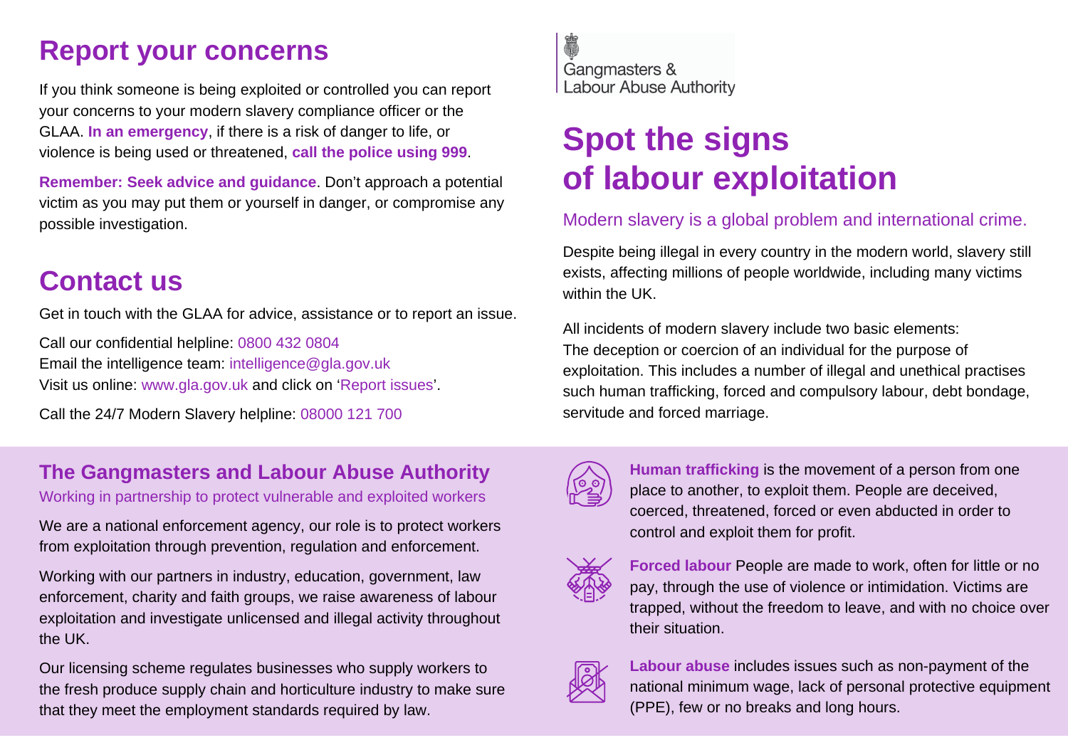## Report your concerns

If you think someone is being exploited or controlled you can report your concerns to your modern slavery compliance officer or the GLAA. **In an emergency**, if there is a risk of danger to life, or violence is being used or threatened, **call the police using 999**.

**Remember: Seek advice and guidance**. Don't approach a potential victim as you may put them or yourself in danger, or compromise any possible investigation.

## Contact us

Get in touch with the GLAA for advice, assistance or to report an issue.

Call our confidential helpline: 0800 432 0804
Email the intelligence team: intelligence@gla.gov.uk
Visit us online: www.gla.gov.uk and click on 'Report issues'.

Call the 24/7 Modern Slavery helpline: 08000 121 700

### The Gangmasters and Labour Abuse Authority

Working in partnership to protect vulnerable and exploited workers

We are a national enforcement agency, our role is to protect workers from exploitation through prevention, regulation and enforcement.

Working with our partners in industry, education, government, law enforcement, charity and faith groups, we raise awareness of labour exploitation and investigate unlicensed and illegal activity throughout the UK.

Our licensing scheme regulates businesses who supply workers to the fresh produce supply chain and horticulture industry to make sure that they meet the employment standards required by law.

Gangmasters & Labour Abuse Authority

# Spot the signs of labour exploitation

Modern slavery is a global problem and international crime.

Despite being illegal in every country in the modern world, slavery still exists, affecting millions of people worldwide, including many victims within the UK.

All incidents of modern slavery include two basic elements:
The deception or coercion of an individual for the purpose of exploitation. This includes a number of illegal and unethical practises such human trafficking, forced and compulsory labour, debt bondage, servitude and forced marriage.

**Human trafficking** is the movement of a person from one place to another, to exploit them. People are deceived, coerced, threatened, forced or even abducted in order to control and exploit them for profit.

**Forced labour** People are made to work, often for little or no pay, through the use of violence or intimidation. Victims are trapped, without the freedom to leave, and with no choice over their situation.

**Labour abuse** includes issues such as non-payment of the national minimum wage, lack of personal protective equipment (PPE), few or no breaks and long hours.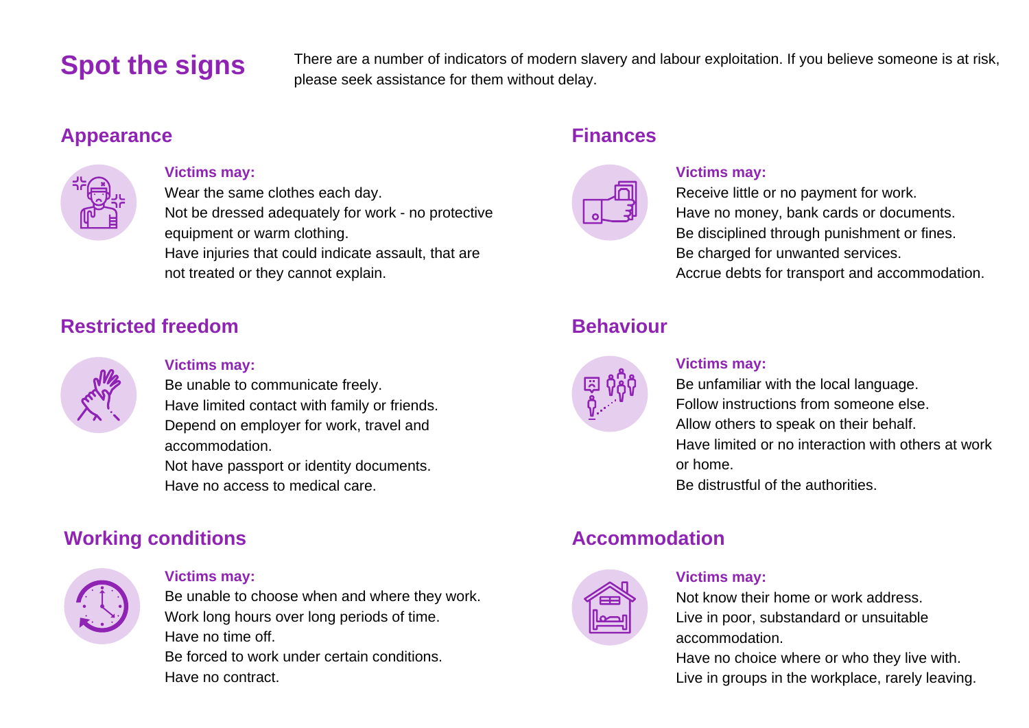## Spot the signs

There are a number of indicators of modern slavery and labour exploitation. If you believe someone is at risk, please seek assistance for them without delay.

### Appearance

**Victims may:**

Wear the same clothes each day.
Not be dressed adequately for work - no protective equipment or warm clothing.
Have injuries that could indicate assault, that are not treated or they cannot explain.

### Finances

**Victims may:**

Receive little or no payment for work.
Have no money, bank cards or documents.
Be disciplined through punishment or fines.
Be charged for unwanted services.
Accrue debts for transport and accommodation.

### Restricted freedom

**Victims may:**

Be unable to communicate freely.
Have limited contact with family or friends.
Depend on employer for work, travel and accommodation.
Not have passport or identity documents.
Have no access to medical care.

### Behaviour

**Victims may:**

Be unfamiliar with the local language.
Follow instructions from someone else.
Allow others to speak on their behalf.
Have limited or no interaction with others at work or home.
Be distrustful of the authorities.

### Working conditions

**Victims may:**

Be unable to choose when and where they work.
Work long hours over long periods of time.
Have no time off.
Be forced to work under certain conditions.
Have no contract.

### Accommodation

**Victims may:**

Not know their home or work address.
Live in poor, substandard or unsuitable accommodation.
Have no choice where or who they live with.
Live in groups in the workplace, rarely leaving.